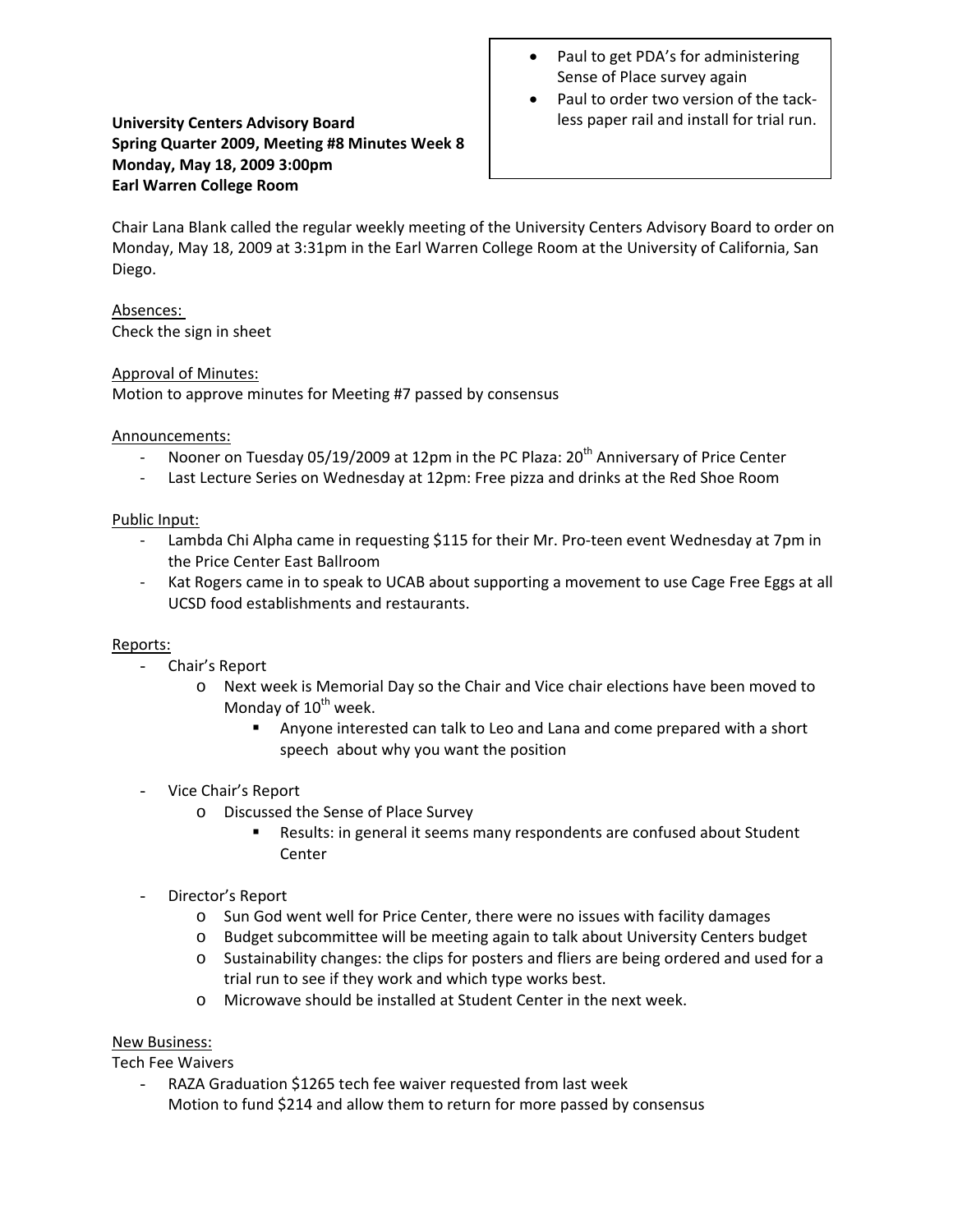- Paul to get PDA's for administering Sense of Place survey again
- Paul to order two version of the tack-less paper rail and install for trial run.

**University Centers Advisory Board**
**Spring Quarter 2009, Meeting #8 Minutes Week 8**
**Monday, May 18, 2009 3:00pm**
**Earl Warren College Room**

Chair Lana Blank called the regular weekly meeting of the University Centers Advisory Board to order on Monday, May 18, 2009 at 3:31pm in the Earl Warren College Room at the University of California, San Diego.

Absences:
Check the sign in sheet

Approval of Minutes:
Motion to approve minutes for Meeting #7 passed by consensus

Announcements:

- Nooner on Tuesday 05/19/2009 at 12pm in the PC Plaza: 20th Anniversary of Price Center
- Last Lecture Series on Wednesday at 12pm: Free pizza and drinks at the Red Shoe Room

Public Input:

- Lambda Chi Alpha came in requesting $115 for their Mr. Pro-teen event Wednesday at 7pm in the Price Center East Ballroom
- Kat Rogers came in to speak to UCAB about supporting a movement to use Cage Free Eggs at all UCSD food establishments and restaurants.

Reports:

- Chair's Report
  - Next week is Memorial Day so the Chair and Vice chair elections have been moved to Monday of 10th week.
    - Anyone interested can talk to Leo and Lana and come prepared with a short speech about why you want the position
- Vice Chair's Report
  - Discussed the Sense of Place Survey
    - Results: in general it seems many respondents are confused about Student Center
- Director's Report
  - Sun God went well for Price Center, there were no issues with facility damages
  - Budget subcommittee will be meeting again to talk about University Centers budget
  - Sustainability changes: the clips for posters and fliers are being ordered and used for a trial run to see if they work and which type works best.
  - Microwave should be installed at Student Center in the next week.

New Business:
Tech Fee Waivers

- RAZA Graduation $1265 tech fee waiver requested from last week
  Motion to fund $214 and allow them to return for more passed by consensus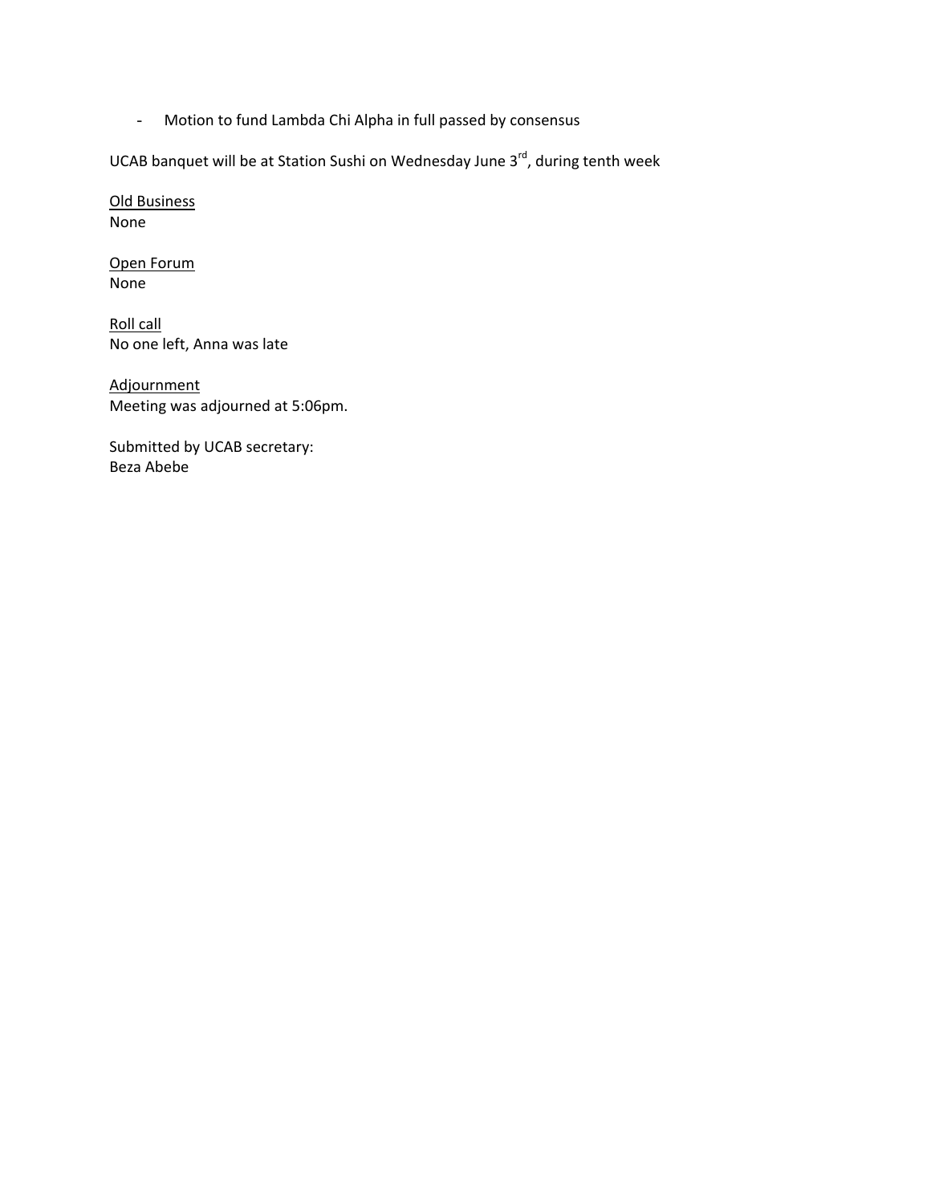- Motion to fund Lambda Chi Alpha in full passed by consensus

UCAB banquet will be at Station Sushi on Wednesday June 3rd, during tenth week

Old Business
None

Open Forum
None

Roll call
No one left, Anna was late

Adjournment
Meeting was adjourned at 5:06pm.

Submitted by UCAB secretary:
Beza Abebe